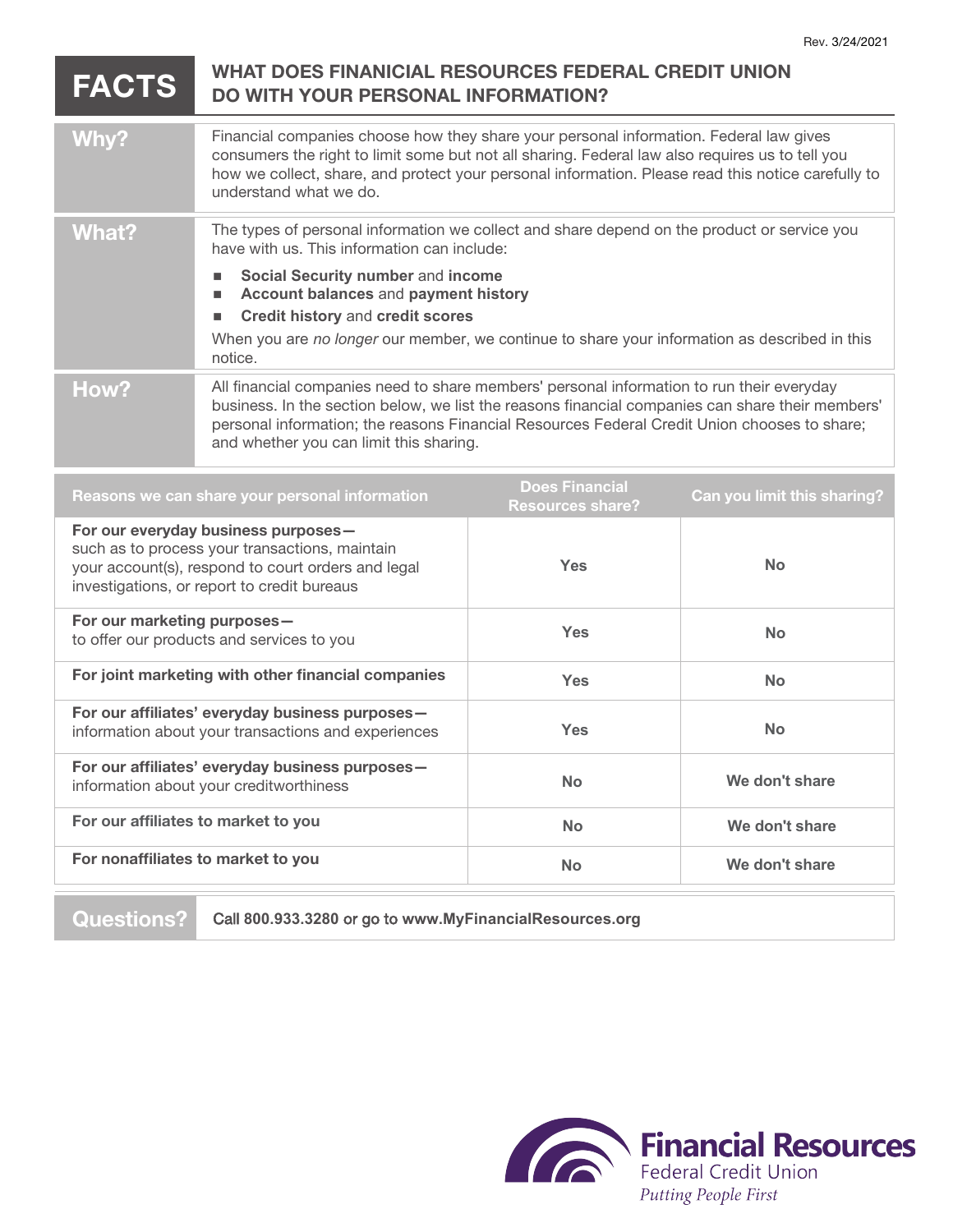Rev. 3/24/2021

# FACTS — WHAT DOES FINANCIAL RESOURCES FEDERAL CREDIT UNION DO WITH YOUR PERSONAL INFORMATION?

| | |
|---|---|
| **Why?** | Financial companies choose how they share your personal information. Federal law gives consumers the right to limit some but not all sharing. Federal law also requires us to tell you how we collect, share, and protect your personal information. Please read this notice carefully to understand what we do. |
| **What?** | The types of personal information we collect and share depend on the product or service you have with us. This information can include:<br>■ **Social Security number** and **income**<br>■ **Account balances** and **payment history**<br>■ **Credit history** and **credit scores**<br>When you are *no longer* our member, we continue to share your information as described in this notice. |
| **How?** | All financial companies need to share members' personal information to run their everyday business. In the section below, we list the reasons financial companies can share their members' personal information; the reasons Financial Resources Federal Credit Union chooses to share; and whether you can limit this sharing. |

| Reasons we can share your personal information | Does Financial Resources share? | Can you limit this sharing? |
|---|---|---|
| **For our everyday business purposes—** such as to process your transactions, maintain your account(s), respond to court orders and legal investigations, or report to credit bureaus | Yes | No |
| **For our marketing purposes—** to offer our products and services to you | Yes | No |
| **For joint marketing with other financial companies** | Yes | No |
| **For our affiliates' everyday business purposes—** information about your transactions and experiences | Yes | No |
| **For our affiliates' everyday business purposes—** information about your creditworthiness | No | We don't share |
| **For our affiliates to market to you** | No | We don't share |
| **For nonaffiliates to market to you** | No | We don't share |

| | |
|---|---|
| **Questions?** | Call 800.933.3280 or go to www.MyFinancialResources.org |

Financial Resources
Federal Credit Union
*Putting People First*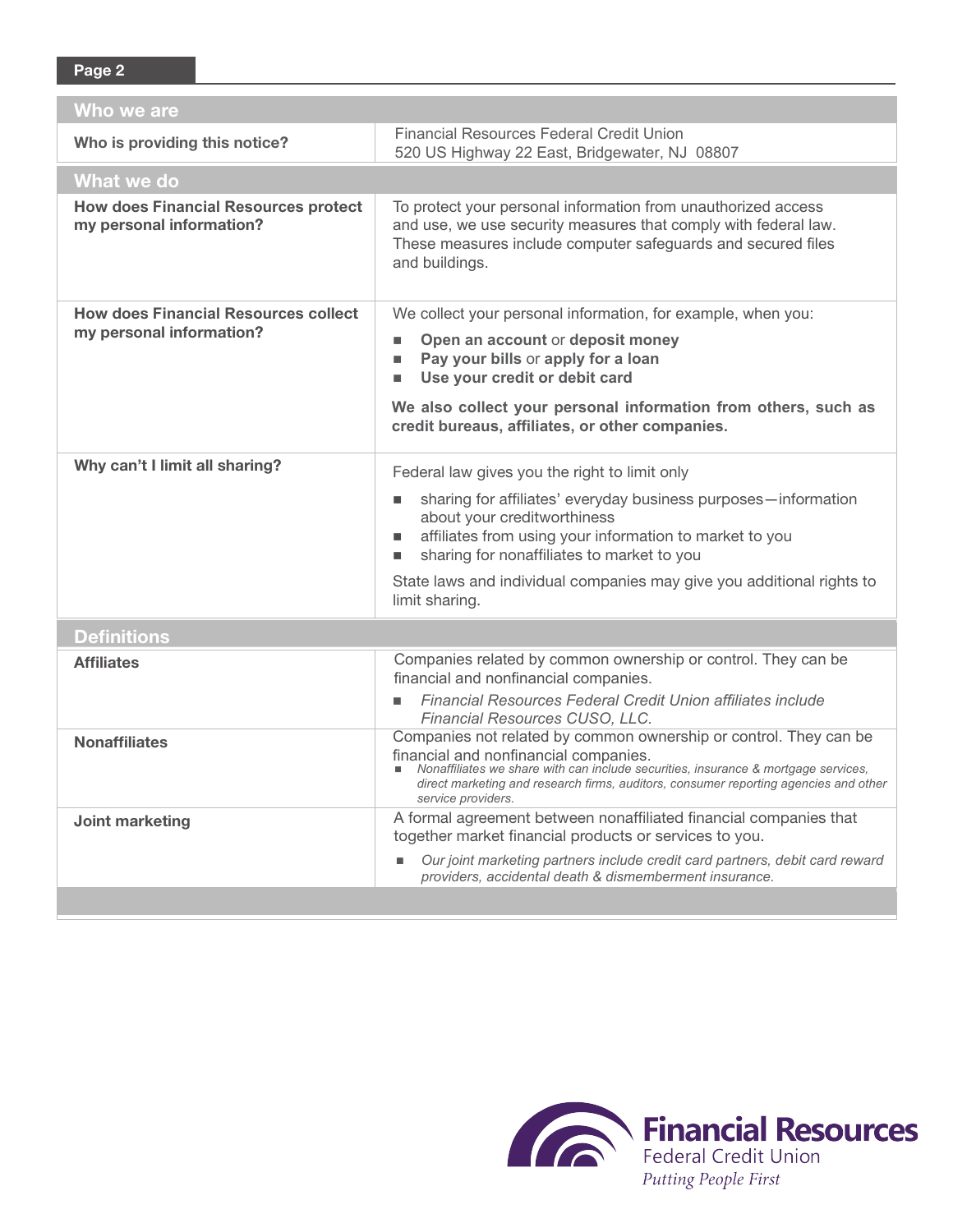| Who we are | |
| --- | --- |
| **Who is providing this notice?** | Financial Resources Federal Credit Union<br>520 US Highway 22 East, Bridgewater, NJ 08807 |

| What we do | |
| --- | --- |
| **How does Financial Resources protect my personal information?** | To protect your personal information from unauthorized access and use, we use security measures that comply with federal law. These measures include computer safeguards and secured files and buildings. |
| **How does Financial Resources collect my personal information?** | We collect your personal information, for example, when you:<br>■ **Open an account** or **deposit money**<br>■ **Pay your bills** or **apply for a loan**<br>■ **Use your credit or debit card**<br><br>**We also collect your personal information from others, such as credit bureaus, affiliates, or other companies.** |
| **Why can't I limit all sharing?** | Federal law gives you the right to limit only<br>■ sharing for affiliates' everyday business purposes—information about your creditworthiness<br>■ affiliates from using your information to market to you<br>■ sharing for nonaffiliates to market to you<br><br>State laws and individual companies may give you additional rights to limit sharing. |

| Definitions | |
| --- | --- |
| **Affiliates** | Companies related by common ownership or control. They can be financial and nonfinancial companies.<br>■ *Financial Resources Federal Credit Union affiliates include Financial Resources CUSO, LLC.* |
| **Nonaffiliates** | Companies not related by common ownership or control. They can be financial and nonfinancial companies.<br>■ *Nonaffiliates we share with can include securities, insurance & mortgage services, direct marketing and research firms, auditors, consumer reporting agencies and other service providers.* |
| **Joint marketing** | A formal agreement between nonaffiliated financial companies that together market financial products or services to you.<br>■ *Our joint marketing partners include credit card partners, debit card reward providers, accidental death & dismemberment insurance.* |

**Financial Resources**
Federal Credit Union
*Putting People First*